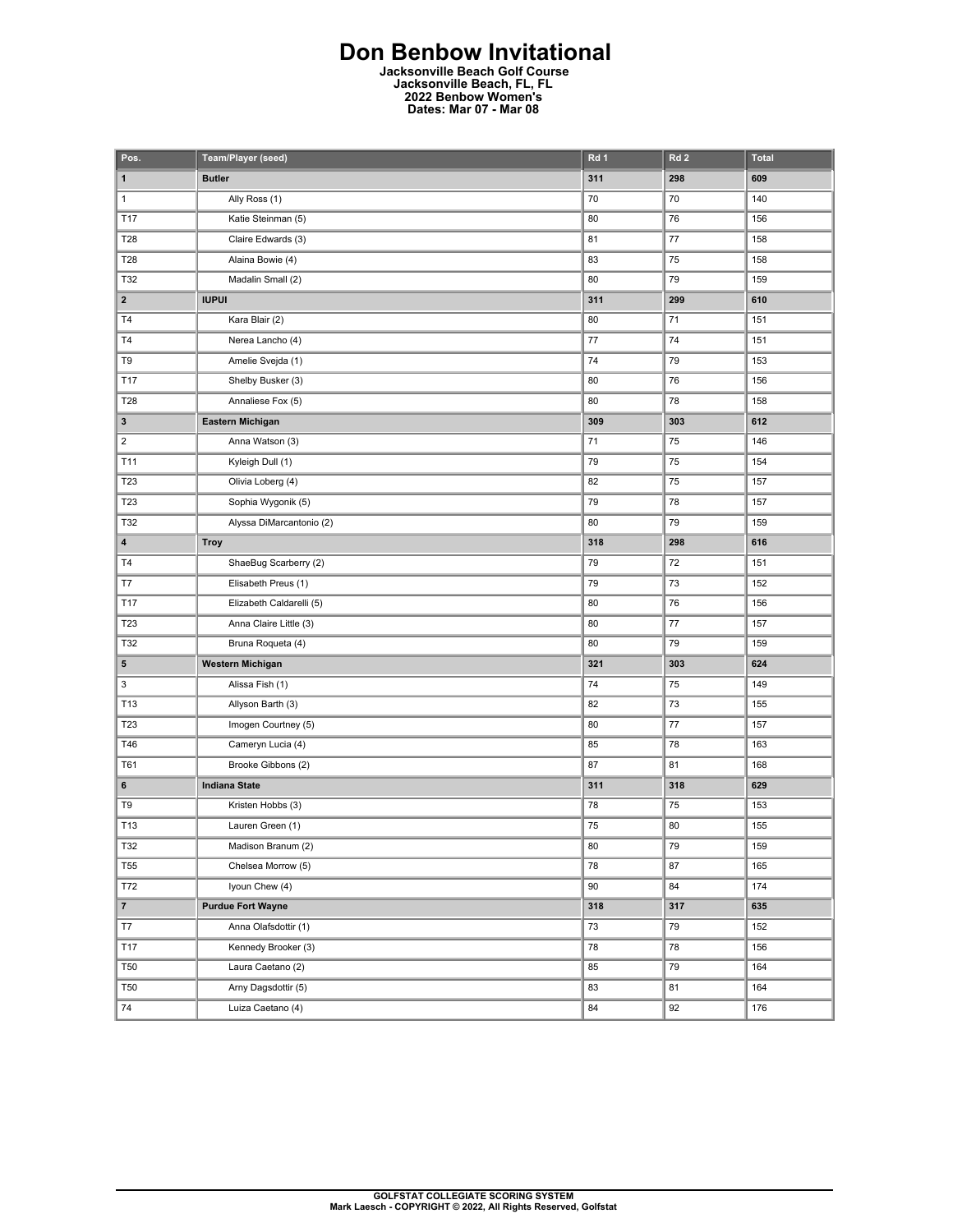# Don Benbow Invitational

**Jacksonville Beach Golf Course**
**Jacksonville Beach, FL, FL**
**2022 Benbow Women's**
**Dates: Mar 07 - Mar 08**

| Pos. | Team/Player (seed) | Rd 1 | Rd 2 | Total |
|---|---|---|---|---|
| **1** | **Butler** | **311** | **298** | **609** |
| 1 | Ally Ross (1) | 70 | 70 | 140 |
| T17 | Katie Steinman (5) | 80 | 76 | 156 |
| T28 | Claire Edwards (3) | 81 | 77 | 158 |
| T28 | Alaina Bowie (4) | 83 | 75 | 158 |
| T32 | Madalin Small (2) | 80 | 79 | 159 |
| **2** | **IUPUI** | **311** | **299** | **610** |
| T4 | Kara Blair (2) | 80 | 71 | 151 |
| T4 | Nerea Lancho (4) | 77 | 74 | 151 |
| T9 | Amelie Svejda (1) | 74 | 79 | 153 |
| T17 | Shelby Busker (3) | 80 | 76 | 156 |
| T28 | Annaliese Fox (5) | 80 | 78 | 158 |
| **3** | **Eastern Michigan** | **309** | **303** | **612** |
| 2 | Anna Watson (3) | 71 | 75 | 146 |
| T11 | Kyleigh Dull (1) | 79 | 75 | 154 |
| T23 | Olivia Loberg (4) | 82 | 75 | 157 |
| T23 | Sophia Wygonik (5) | 79 | 78 | 157 |
| T32 | Alyssa DiMarcantonio (2) | 80 | 79 | 159 |
| **4** | **Troy** | **318** | **298** | **616** |
| T4 | ShaeBug Scarberry (2) | 79 | 72 | 151 |
| T7 | Elisabeth Preus (1) | 79 | 73 | 152 |
| T17 | Elizabeth Caldarelli (5) | 80 | 76 | 156 |
| T23 | Anna Claire Little (3) | 80 | 77 | 157 |
| T32 | Bruna Roqueta (4) | 80 | 79 | 159 |
| **5** | **Western Michigan** | **321** | **303** | **624** |
| 3 | Alissa Fish (1) | 74 | 75 | 149 |
| T13 | Allyson Barth (3) | 82 | 73 | 155 |
| T23 | Imogen Courtney (5) | 80 | 77 | 157 |
| T46 | Cameryn Lucia (4) | 85 | 78 | 163 |
| T61 | Brooke Gibbons (2) | 87 | 81 | 168 |
| **6** | **Indiana State** | **311** | **318** | **629** |
| T9 | Kristen Hobbs (3) | 78 | 75 | 153 |
| T13 | Lauren Green (1) | 75 | 80 | 155 |
| T32 | Madison Branum (2) | 80 | 79 | 159 |
| T55 | Chelsea Morrow (5) | 78 | 87 | 165 |
| T72 | Iyoun Chew (4) | 90 | 84 | 174 |
| **7** | **Purdue Fort Wayne** | **318** | **317** | **635** |
| T7 | Anna Olafsdottir (1) | 73 | 79 | 152 |
| T17 | Kennedy Brooker (3) | 78 | 78 | 156 |
| T50 | Laura Caetano (2) | 85 | 79 | 164 |
| T50 | Arny Dagsdottir (5) | 83 | 81 | 164 |
| 74 | Luiza Caetano (4) | 84 | 92 | 176 |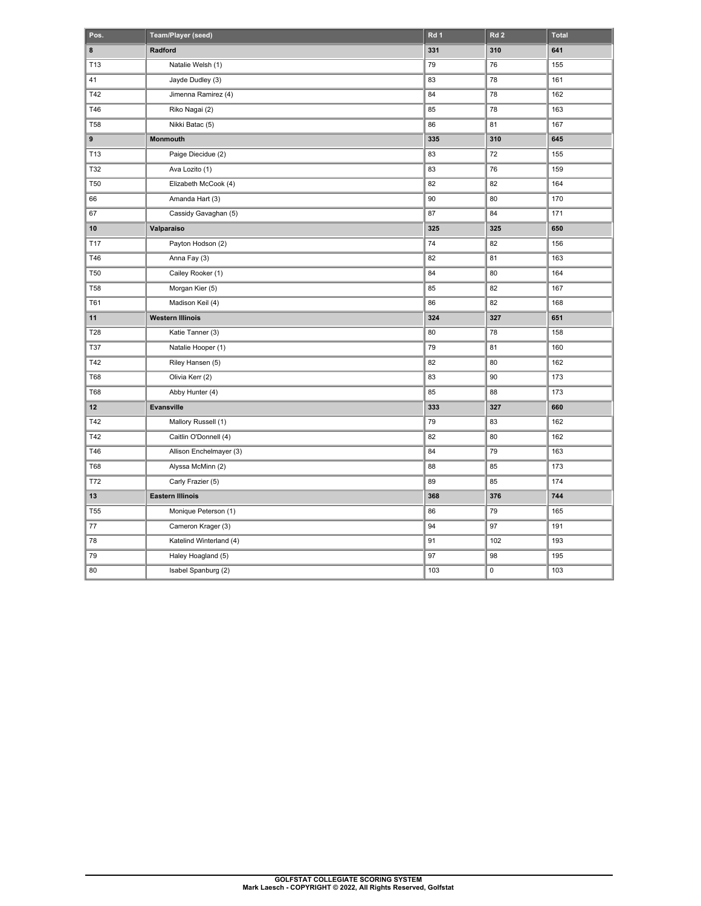| Pos. | Team/Player (seed) | Rd 1 | Rd 2 | Total |
|---|---|---|---|---|
| **8** | **Radford** | **331** | **310** | **641** |
| T13 | Natalie Welsh (1) | 79 | 76 | 155 |
| 41 | Jayde Dudley (3) | 83 | 78 | 161 |
| T42 | Jimenna Ramirez (4) | 84 | 78 | 162 |
| T46 | Riko Nagai (2) | 85 | 78 | 163 |
| T58 | Nikki Batac (5) | 86 | 81 | 167 |
| **9** | **Monmouth** | **335** | **310** | **645** |
| T13 | Paige Diecidue (2) | 83 | 72 | 155 |
| T32 | Ava Lozito (1) | 83 | 76 | 159 |
| T50 | Elizabeth McCook (4) | 82 | 82 | 164 |
| 66 | Amanda Hart (3) | 90 | 80 | 170 |
| 67 | Cassidy Gavaghan (5) | 87 | 84 | 171 |
| **10** | **Valparaiso** | **325** | **325** | **650** |
| T17 | Payton Hodson (2) | 74 | 82 | 156 |
| T46 | Anna Fay (3) | 82 | 81 | 163 |
| T50 | Cailey Rooker (1) | 84 | 80 | 164 |
| T58 | Morgan Kier (5) | 85 | 82 | 167 |
| T61 | Madison Keil (4) | 86 | 82 | 168 |
| **11** | **Western Illinois** | **324** | **327** | **651** |
| T28 | Katie Tanner (3) | 80 | 78 | 158 |
| T37 | Natalie Hooper (1) | 79 | 81 | 160 |
| T42 | Riley Hansen (5) | 82 | 80 | 162 |
| T68 | Olivia Kerr (2) | 83 | 90 | 173 |
| T68 | Abby Hunter (4) | 85 | 88 | 173 |
| **12** | **Evansville** | **333** | **327** | **660** |
| T42 | Mallory Russell (1) | 79 | 83 | 162 |
| T42 | Caitlin O'Donnell (4) | 82 | 80 | 162 |
| T46 | Allison Enchelmayer (3) | 84 | 79 | 163 |
| T68 | Alyssa McMinn (2) | 88 | 85 | 173 |
| T72 | Carly Frazier (5) | 89 | 85 | 174 |
| **13** | **Eastern Illinois** | **368** | **376** | **744** |
| T55 | Monique Peterson (1) | 86 | 79 | 165 |
| 77 | Cameron Krager (3) | 94 | 97 | 191 |
| 78 | Katelind Winterland (4) | 91 | 102 | 193 |
| 79 | Haley Hoagland (5) | 97 | 98 | 195 |
| 80 | Isabel Spanburg (2) | 103 | 0 | 103 |

**GOLFSTAT COLLEGIATE SCORING SYSTEM**
**Mark Laesch - COPYRIGHT © 2022, All Rights Reserved, Golfstat**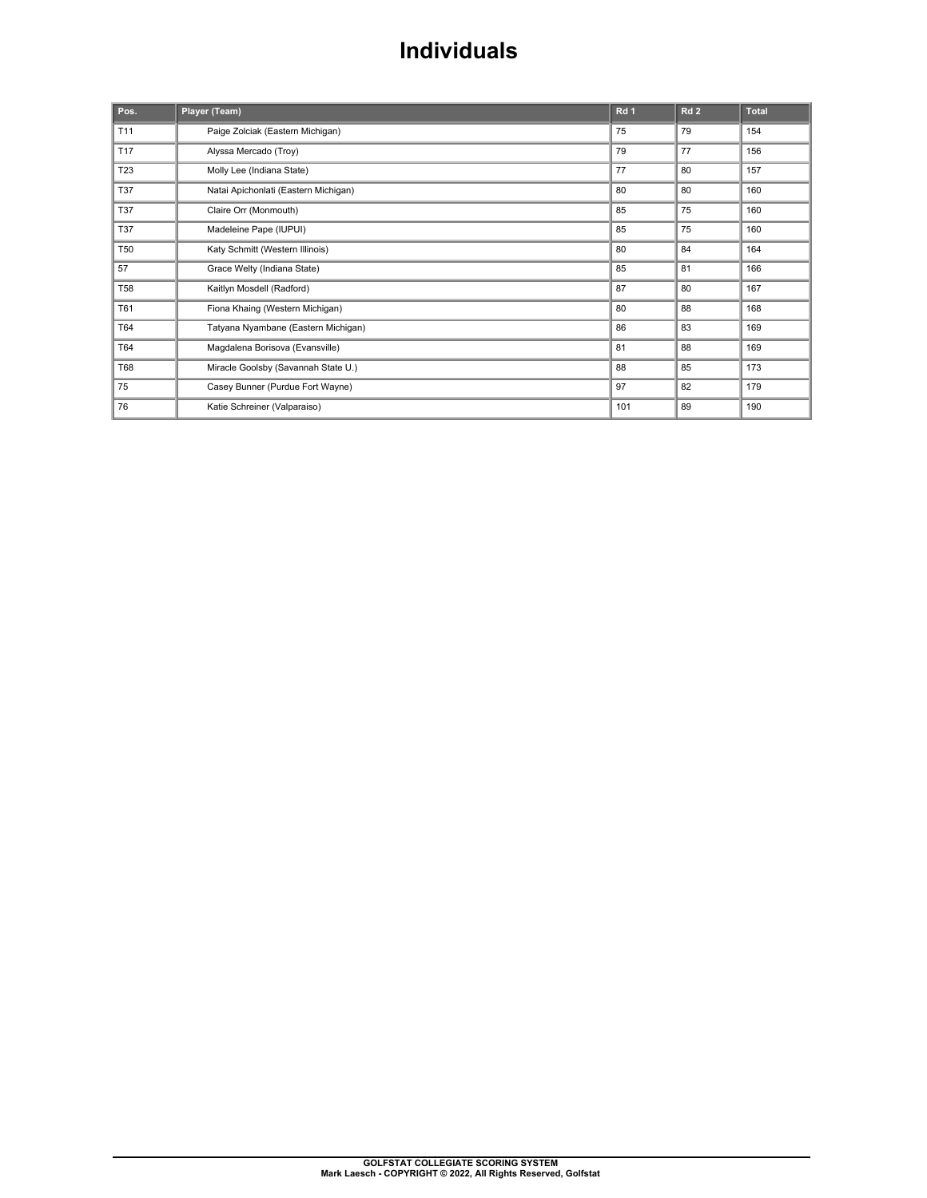# Individuals

| Pos. | Player (Team) | Rd 1 | Rd 2 | Total |
|---|---|---|---|---|
| T11 | Paige Zolciak (Eastern Michigan) | 75 | 79 | 154 |
| T17 | Alyssa Mercado (Troy) | 79 | 77 | 156 |
| T23 | Molly Lee (Indiana State) | 77 | 80 | 157 |
| T37 | Natai Apichonlati (Eastern Michigan) | 80 | 80 | 160 |
| T37 | Claire Orr (Monmouth) | 85 | 75 | 160 |
| T37 | Madeleine Pape (IUPUI) | 85 | 75 | 160 |
| T50 | Katy Schmitt (Western Illinois) | 80 | 84 | 164 |
| 57 | Grace Welty (Indiana State) | 85 | 81 | 166 |
| T58 | Kaitlyn Mosdell (Radford) | 87 | 80 | 167 |
| T61 | Fiona Khaing (Western Michigan) | 80 | 88 | 168 |
| T64 | Tatyana Nyambane (Eastern Michigan) | 86 | 83 | 169 |
| T64 | Magdalena Borisova (Evansville) | 81 | 88 | 169 |
| T68 | Miracle Goolsby (Savannah State U.) | 88 | 85 | 173 |
| 75 | Casey Bunner (Purdue Fort Wayne) | 97 | 82 | 179 |
| 76 | Katie Schreiner (Valparaiso) | 101 | 89 | 190 |

GOLFSTAT COLLEGIATE SCORING SYSTEM
Mark Laesch - COPYRIGHT © 2022, All Rights Reserved, Golfstat